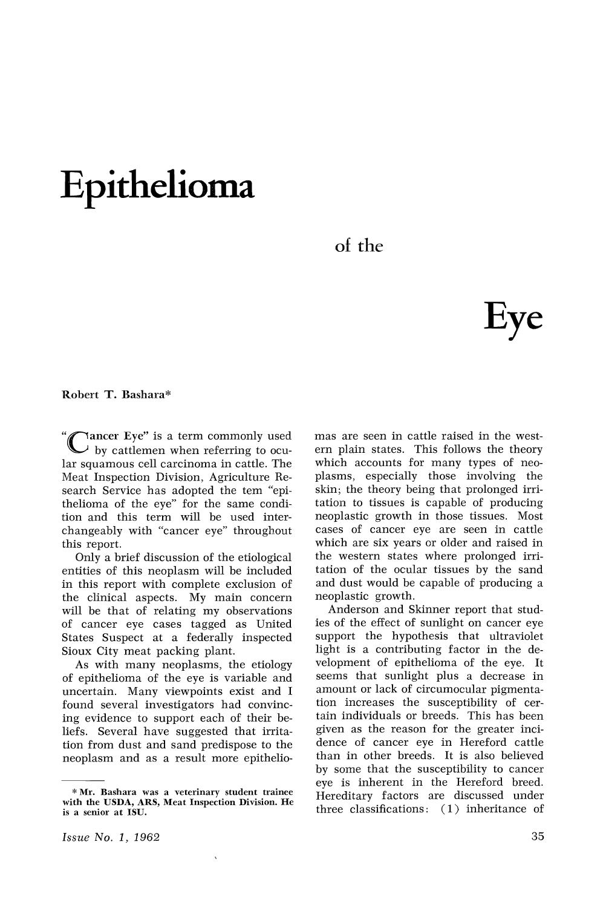# Epithelioma of the Eye

Robert T. Bashara*

"Cancer Eye" is a term commonly used by cattlemen when referring to ocular squamous cell carcinoma in cattle. The Meat Inspection Division, Agriculture Research Service has adopted the tem "epithelioma of the eye" for the same condition and this term will be used interchangeably with "cancer eye" throughout this report.

Only a brief discussion of the etiological entities of this neoplasm will be included in this report with complete exclusion of the clinical aspects. My main concern will be that of relating my observations of cancer eye cases tagged as United States Suspect at a federally inspected Sioux City meat packing plant.

As with many neoplasms, the etiology of epithelioma of the eye is variable and uncertain. Many viewpoints exist and I found several investigators had convincing evidence to support each of their beliefs. Several have suggested that irritation from dust and sand predispose to the neoplasm and as a result more epitheliomas are seen in cattle raised in the western plain states. This follows the theory which accounts for many types of neoplasms, especially those involving the skin; the theory being that prolonged irritation to tissues is capable of producing neoplastic growth in those tissues. Most cases of cancer eye are seen in cattle which are six years or older and raised in the western states where prolonged irritation of the ocular tissues by the sand and dust would be capable of producing a neoplastic growth.

Anderson and Skinner report that studies of the effect of sunlight on cancer eye support the hypothesis that ultraviolet light is a contributing factor in the development of epithelioma of the eye. It seems that sunlight plus a decrease in amount or lack of circumocular pigmentation increases the susceptibility of certain individuals or breeds. This has been given as the reason for the greater incidence of cancer eye in Hereford cattle than in other breeds. It is also believed by some that the susceptibility to cancer eye is inherent in the Hereford breed. Hereditary factors are discussed under three classifications: (1) inheritance of

* Mr. Bashara was a veterinary student trainee with the USDA, ARS, Meat Inspection Division. He is a senior at ISU.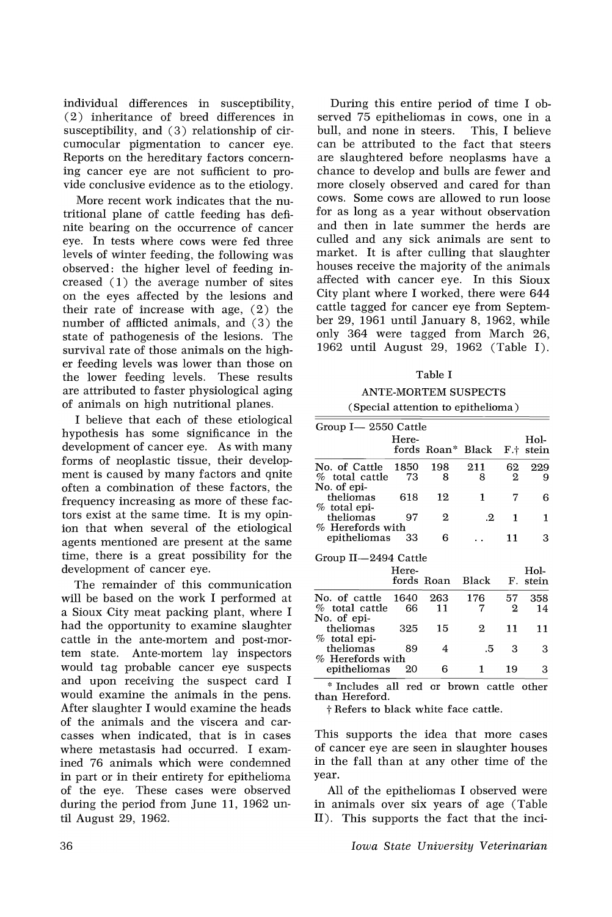individual differences in susceptibility, (2) inheritance of breed differences in susceptibility, and (3) relationship of circumocular pigmentation to cancer eye. Reports on the hereditary factors concerning cancer eye are not sufficient to provide conclusive evidence as to the etiology.

More recent work indicates that the nutritional plane of cattle feeding has definite bearing on the occurrence of cancer eye. In tests where cows were fed three levels of winter feeding, the following was observed: the higher level of feeding increased (1) the average number of sites on the eyes affected by the lesions and their rate of increase with age, (2) the number of afflicted animals, and (3) the state of pathogenesis of the lesions. The survival rate of those animals on the higher feeding levels was lower than those on the lower feeding levels. These results are attributed to faster physiological aging of animals on high nutritional planes.

I believe that each of these etiological hypothesis has some significance in the development of cancer eye. As with many forms of neoplastic tissue, their development is caused by many factors and qnite often a combination of these factors, the frequency increasing as more of these factors exist at the same time. It is my opinion that when several of the etiological agents mentioned are present at the same time, there is a great possibility for the development of cancer eye.

The remainder of this communication will be based on the work I performed at a Sioux City meat packing plant, where I had the opportunity to examine slaughter cattle in the ante-mortem and post-mortem state. Ante-mortem lay inspectors would tag probable cancer eye suspects and upon receiving the suspect card I would examine the animals in the pens. After slaughter I would examine the heads of the animals and the viscera and carcasses when indicated, that is in cases where metastasis had occurred. I examined 76 animals which were condemned in part or in their entirety for epithelioma of the eye. These cases were observed during the period from June 11, 1962 until August 29, 1962.

During this entire period of time I observed 75 epitheliomas in cows, one in a bull, and none in steers. This, I believe can be attributed to the fact that steers are slaughtered before neoplasms have a chance to develop and bulls are fewer and more closely observed and cared for than cows. Some cows are allowed to run loose for as long as a year without observation and then in late summer the herds are culled and any sick animals are sent to market. It is after culling that slaughter houses receive the majority of the animals affected with cancer eye. In this Sioux City plant where I worked, there were 644 cattle tagged for cancer eye from September 29, 1961 until January 8, 1962, while only 364 were tagged from March 26, 1962 until August 29, 1962 (Table I).

Table I

ANTE-MORTEM SUSPECTS

(Special attention to epithelioma)

| Group I— 2550 Cattle | Herefords | Roan* | Black | F.† | Holstein |
|---|---|---|---|---|---|
| No. of Cattle | 1850 | 198 | 211 | 62 | 229 |
| % total cattle | 73 | 8 | 8 | 2 | 9 |
| No. of epitheliomas | 618 | 12 | 1 | 7 | 6 |
| % total epitheliomas | 97 | 2 | .2 | 1 | 1 |
| % Herefords with epitheliomas | 33 | 6 | .. | 11 | 3 |

| Group II—2494 Cattle | Herefords | Roan | Black | F. | Holstein |
|---|---|---|---|---|---|
| No. of cattle | 1640 | 263 | 176 | 57 | 358 |
| % total cattle | 66 | 11 | 7 | 2 | 14 |
| No. of epitheliomas | 325 | 15 | 2 | 11 | 11 |
| % total epitheliomas | 89 | 4 | .5 | 3 | 3 |
| % Herefords with epitheliomas | 20 | 6 | 1 | 19 | 3 |

\* Includes all red or brown cattle other than Hereford.

† Refers to black white face cattle.

This supports the idea that more cases of cancer eye are seen in slaughter houses in the fall than at any other time of the year.

All of the epitheliomas I observed were in animals over six years of age (Table II). This supports the fact that the inci-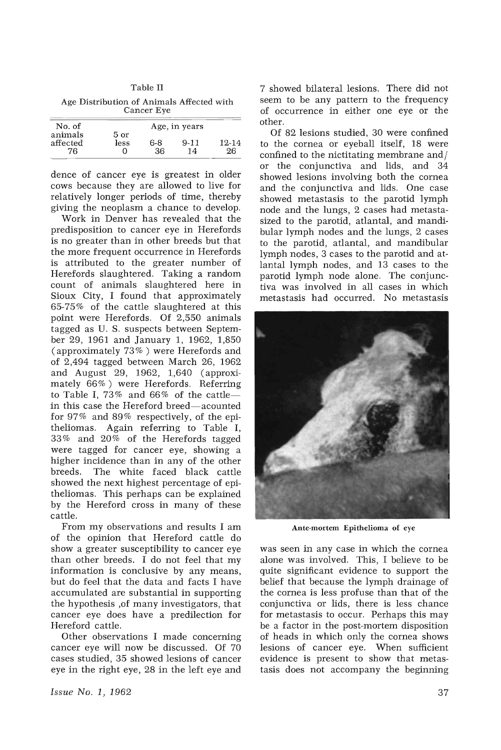Table II

Age Distribution of Animals Affected with Cancer Eye

| No. of animals affected | Age, in years | | | |
|---|---|---|---|---|
| | 5 or less | 6-8 | 9-11 | 12-14 |
| 76 | 0 | 36 | 14 | 26 |

dence of cancer eye is greatest in older cows because they are allowed to live for relatively longer periods of time, thereby giving the neoplasm a chance to develop.

Work in Denver has revealed that the predisposition to cancer eye in Herefords is no greater than in other breeds but that the more frequent occurrence in Herefords is attributed to the greater number of Herefords slaughtered. Taking a random count of animals slaughtered here in Sioux City, I found that approximately 65-75% of the cattle slaughtered at this point were Herefords. Of 2,550 animals tagged as U. S. suspects between September 29, 1961 and January 1, 1962, 1,850 (approximately 73%) were Herefords and of 2,494 tagged between March 26, 1962 and August 29, 1962, 1,640 (approximately 66%) were Herefords. Referring to Table I, 73% and 66% of the cattle—in this case the Hereford breed—acounted for 97% and 89% respectively, of the epitheliomas. Again referring to Table I, 33% and 20% of the Herefords tagged were tagged for cancer eye, showing a higher incidence than in any of the other breeds. The white faced black cattle showed the next highest percentage of epitheliomas. This perhaps can be explained by the Hereford cross in many of these cattle.

From my observations and results I am of the opinion that Hereford cattle do show a greater susceptibility to cancer eye than other breeds. I do not feel that my information is conclusive by any means, but do feel that the data and facts I have accumulated are substantial in supporting the hypothesis ,of many investigators, that cancer eye does have a predilection for Hereford cattle.

Other observations I made concerning cancer eye will now be discussed. Of 70 cases studied, 35 showed lesions of cancer eye in the right eye, 28 in the left eye and 7 showed bilateral lesions. There did not seem to be any pattern to the frequency of occurrence in either one eye or the other.

Of 82 lesions studied, 30 were confined to the cornea or eyeball itself, 18 were confined to the nictitating membrane and/or the conjunctiva and lids, and 34 showed lesions involving both the cornea and the conjunctiva and lids. One case showed metastasis to the parotid lymph node and the lungs, 2 cases had metastasized to the parotid, atlantal, and mandibular lymph nodes and the lungs, 2 cases to the parotid, atlantal, and mandibular lymph nodes, 3 cases to the parotid and atlantal lymph nodes, and 13 cases to the parotid lymph node alone. The conjunctiva was involved in all cases in which metastasis had occurred. No metastasis was seen in any case in which the cornea alone was involved. This, I believe to be quite significant evidence to support the belief that because the lymph drainage of the cornea is less profuse than that of the conjunctiva or lids, there is less chance for metastasis to occur. Perhaps this may be a factor in the post-mortem disposition of heads in which only the cornea shows lesions of cancer eye. When sufficient evidence is present to show that metastasis does not accompany the beginning

**Ante-mortem Epithelioma of eye**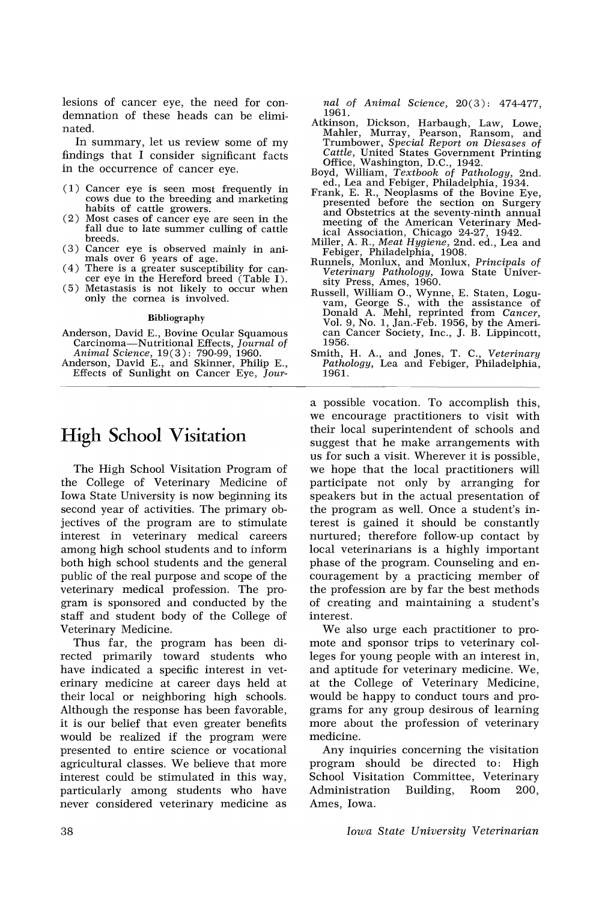lesions of cancer eye, the need for condemnation of these heads can be eliminated.

In summary, let us review some of my findings that I consider significant facts in the occurrence of cancer eye.

(1) Cancer eye is seen most frequently in cows due to the breeding and marketing habits of cattle growers.
(2) Most cases of cancer eye are seen in the fall due to late summer culling of cattle breeds.
(3) Cancer eye is observed mainly in animals over 6 years of age.
(4) There is a greater susceptibility for cancer eye in the Hereford breed (Table I).
(5) Metastasis is not likely to occur when only the cornea is involved.

### Bibliography

Anderson, David E., Bovine Ocular Squamous Carcinoma—Nutritional Effects, *Journal of Animal Science*, 19(3): 790-99, 1960.

Anderson, David E., and Skinner, Philip E., Effects of Sunlight on Cancer Eye, *Journal of Animal Science*, 20(3): 474-477, 1961.

Atkinson, Dickson, Harbaugh, Law, Lowe, Mahler, Murray, Pearson, Ransom, and Trumbower, *Special Report on Diesases of Cattle*, United States Government Printing Office, Washington, D.C., 1942.

Boyd, William, *Textbook of Pathology*, 2nd. ed., Lea and Febiger, Philadelphia, 1934.

Frank, E. R., Neoplasms of the Bovine Eye, presented before the section on Surgery and Obstetrics at the seventy-ninth annual meeting of the American Veterinary Medical Association, Chicago 24-27, 1942.

Miller, A. R., *Meat Hygiene*, 2nd. ed., Lea and Febiger, Philadelphia, 1908.

Runnels, Monlux, and Monlux, *Principals of Veterinary Pathology*, Iowa State University Press, Ames, 1960.

Russell, William O., Wynne, E. Staten, Loguvam, George S., with the assistance of Donald A. Mehl, reprinted from *Cancer*, Vol. 9, No. 1, Jan.-Feb. 1956, by the American Cancer Society, Inc., J. B. Lippincott, 1956.

Smith, H. A., and Jones, T. C., *Veterinary Pathology*, Lea and Febiger, Philadelphia, 1961.

# High School Visitation

The High School Visitation Program of the College of Veterinary Medicine of Iowa State University is now beginning its second year of activities. The primary objectives of the program are to stimulate interest in veterinary medical careers among high school students and to inform both high school students and the general public of the real purpose and scope of the veterinary medical profession. The program is sponsored and conducted by the staff and student body of the College of Veterinary Medicine.

Thus far, the program has been directed primarily toward students who have indicated a specific interest in veterinary medicine at career days held at their local or neighboring high schools. Although the response has been favorable, it is our belief that even greater benefits would be realized if the program were presented to entire science or vocational agricultural classes. We believe that more interest could be stimulated in this way, particularly among students who have never considered veterinary medicine as a possible vocation. To accomplish this, we encourage practitioners to visit with their local superintendent of schools and suggest that he make arrangements with us for such a visit. Wherever it is possible, we hope that the local practitioners will participate not only by arranging for speakers but in the actual presentation of the program as well. Once a student's interest is gained it should be constantly nurtured; therefore follow-up contact by local veterinarians is a highly important phase of the program. Counseling and encouragement by a practicing member of the profession are by far the best methods of creating and maintaining a student's interest.

We also urge each practitioner to promote and sponsor trips to veterinary colleges for young people with an interest in, and aptitude for veterinary medicine. We, at the College of Veterinary Medicine, would be happy to conduct tours and programs for any group desirous of learning more about the profession of veterinary medicine.

Any inquiries concerning the visitation program should be directed to: High School Visitation Committee, Veterinary Administration Building, Room 200, Ames, Iowa.